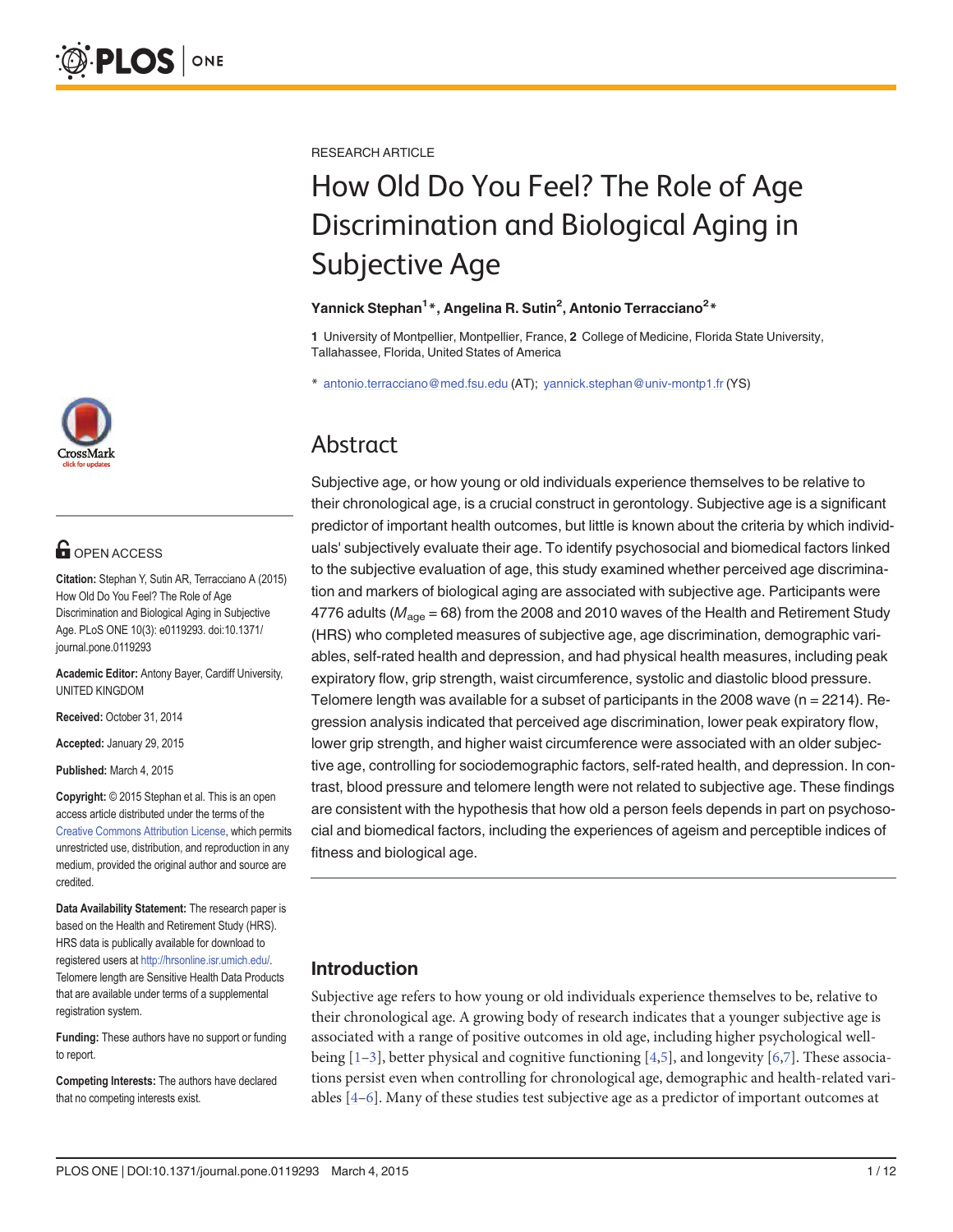RESEARCH ARTICLE

# How Old Do You Feel? The Role of Age Discrimination and Biological Aging in Subjective Age

**Yannick Stephan[1]*, Angelina R. Sutin[2], Antonio Terracciano[2]***

1 University of Montpellier, Montpellier, France, 2 College of Medicine, Florida State University, Tallahassee, Florida, United States of America

* antonio.terracciano@med.fsu.edu (AT); yannick.stephan@univ-montp1.fr (YS)

OPEN ACCESS

**Citation:** Stephan Y, Sutin AR, Terracciano A (2015) How Old Do You Feel? The Role of Age Discrimination and Biological Aging in Subjective Age. PLoS ONE 10(3): e0119293. doi:10.1371/journal.pone.0119293

**Academic Editor:** Antony Bayer, Cardiff University, UNITED KINGDOM

**Received:** October 31, 2014

**Accepted:** January 29, 2015

**Published:** March 4, 2015

**Copyright:** © 2015 Stephan et al. This is an open access article distributed under the terms of the Creative Commons Attribution License, which permits unrestricted use, distribution, and reproduction in any medium, provided the original author and source are credited.

**Data Availability Statement:** The research paper is based on the Health and Retirement Study (HRS). HRS data is publically available for download to registered users at http://hrsonline.isr.umich.edu/. Telomere length are Sensitive Health Data Products that are available under terms of a supplemental registration system.

**Funding:** These authors have no support or funding to report.

**Competing Interests:** The authors have declared that no competing interests exist.

## Abstract

Subjective age, or how young or old individuals experience themselves to be relative to their chronological age, is a crucial construct in gerontology. Subjective age is a significant predictor of important health outcomes, but little is known about the criteria by which individuals' subjectively evaluate their age. To identify psychosocial and biomedical factors linked to the subjective evaluation of age, this study examined whether perceived age discrimination and markers of biological aging are associated with subjective age. Participants were 4776 adults ($M_{age}$ = 68) from the 2008 and 2010 waves of the Health and Retirement Study (HRS) who completed measures of subjective age, age discrimination, demographic variables, self-rated health and depression, and had physical health measures, including peak expiratory flow, grip strength, waist circumference, systolic and diastolic blood pressure. Telomere length was available for a subset of participants in the 2008 wave (n = 2214). Regression analysis indicated that perceived age discrimination, lower peak expiratory flow, lower grip strength, and higher waist circumference were associated with an older subjective age, controlling for sociodemographic factors, self-rated health, and depression. In contrast, blood pressure and telomere length were not related to subjective age. These findings are consistent with the hypothesis that how old a person feels depends in part on psychosocial and biomedical factors, including the experiences of ageism and perceptible indices of fitness and biological age.

## Introduction

Subjective age refers to how young or old individuals experience themselves to be, relative to their chronological age. A growing body of research indicates that a younger subjective age is associated with a range of positive outcomes in old age, including higher psychological well-being [1–3], better physical and cognitive functioning [4,5], and longevity [6,7]. These associations persist even when controlling for chronological age, demographic and health-related variables [4–6]. Many of these studies test subjective age as a predictor of important outcomes at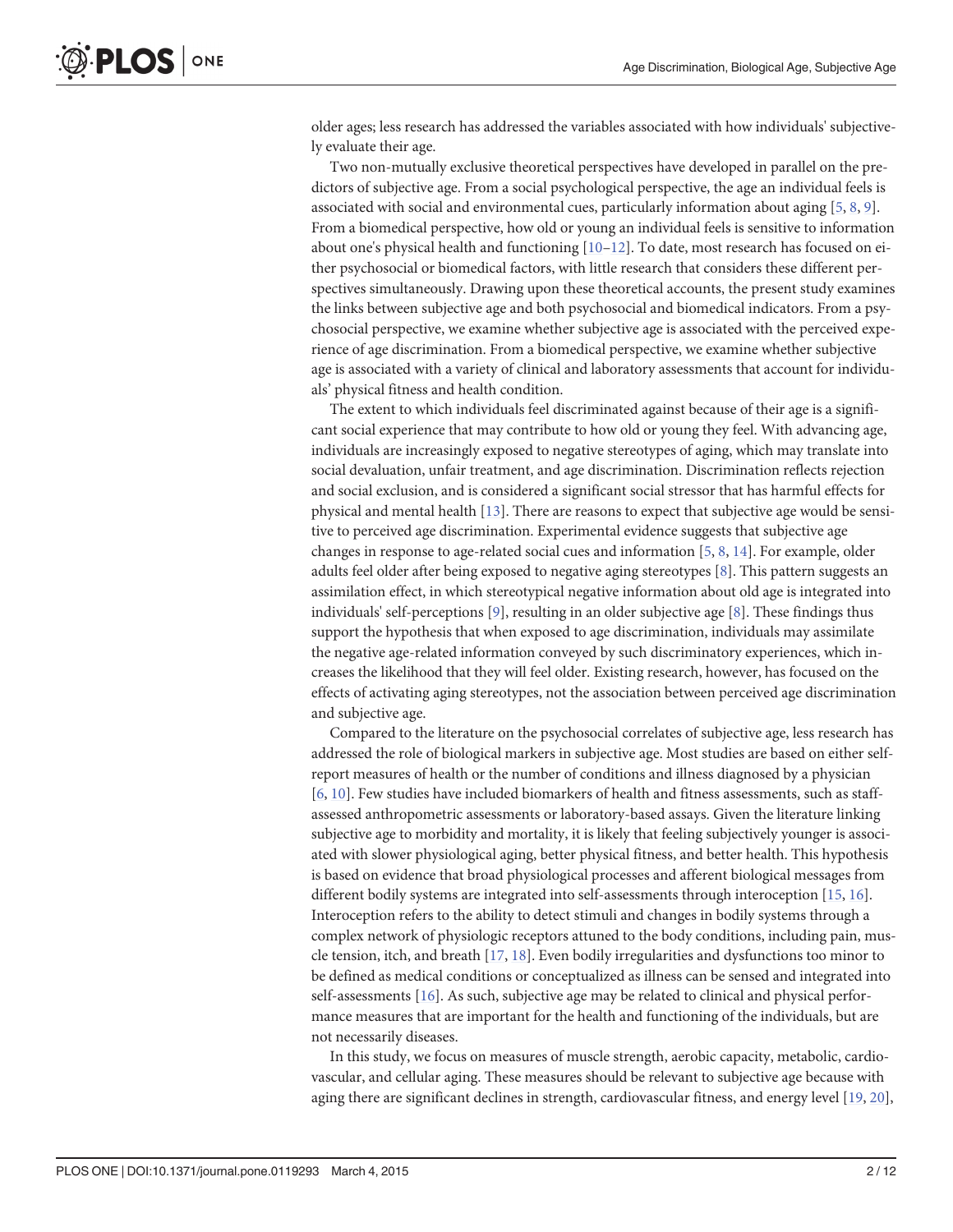older ages; less research has addressed the variables associated with how individuals' subjectively evaluate their age.

Two non-mutually exclusive theoretical perspectives have developed in parallel on the predictors of subjective age. From a social psychological perspective, the age an individual feels is associated with social and environmental cues, particularly information about aging [5, 8, 9]. From a biomedical perspective, how old or young an individual feels is sensitive to information about one's physical health and functioning [10–12]. To date, most research has focused on either psychosocial or biomedical factors, with little research that considers these different perspectives simultaneously. Drawing upon these theoretical accounts, the present study examines the links between subjective age and both psychosocial and biomedical indicators. From a psychosocial perspective, we examine whether subjective age is associated with the perceived experience of age discrimination. From a biomedical perspective, we examine whether subjective age is associated with a variety of clinical and laboratory assessments that account for individuals' physical fitness and health condition.

The extent to which individuals feel discriminated against because of their age is a significant social experience that may contribute to how old or young they feel. With advancing age, individuals are increasingly exposed to negative stereotypes of aging, which may translate into social devaluation, unfair treatment, and age discrimination. Discrimination reflects rejection and social exclusion, and is considered a significant social stressor that has harmful effects for physical and mental health [13]. There are reasons to expect that subjective age would be sensitive to perceived age discrimination. Experimental evidence suggests that subjective age changes in response to age-related social cues and information [5, 8, 14]. For example, older adults feel older after being exposed to negative aging stereotypes [8]. This pattern suggests an assimilation effect, in which stereotypical negative information about old age is integrated into individuals' self-perceptions [9], resulting in an older subjective age [8]. These findings thus support the hypothesis that when exposed to age discrimination, individuals may assimilate the negative age-related information conveyed by such discriminatory experiences, which increases the likelihood that they will feel older. Existing research, however, has focused on the effects of activating aging stereotypes, not the association between perceived age discrimination and subjective age.

Compared to the literature on the psychosocial correlates of subjective age, less research has addressed the role of biological markers in subjective age. Most studies are based on either self-report measures of health or the number of conditions and illness diagnosed by a physician [6, 10]. Few studies have included biomarkers of health and fitness assessments, such as staff-assessed anthropometric assessments or laboratory-based assays. Given the literature linking subjective age to morbidity and mortality, it is likely that feeling subjectively younger is associated with slower physiological aging, better physical fitness, and better health. This hypothesis is based on evidence that broad physiological processes and afferent biological messages from different bodily systems are integrated into self-assessments through interoception [15, 16]. Interoception refers to the ability to detect stimuli and changes in bodily systems through a complex network of physiologic receptors attuned to the body conditions, including pain, muscle tension, itch, and breath [17, 18]. Even bodily irregularities and dysfunctions too minor to be defined as medical conditions or conceptualized as illness can be sensed and integrated into self-assessments [16]. As such, subjective age may be related to clinical and physical performance measures that are important for the health and functioning of the individuals, but are not necessarily diseases.

In this study, we focus on measures of muscle strength, aerobic capacity, metabolic, cardiovascular, and cellular aging. These measures should be relevant to subjective age because with aging there are significant declines in strength, cardiovascular fitness, and energy level [19, 20],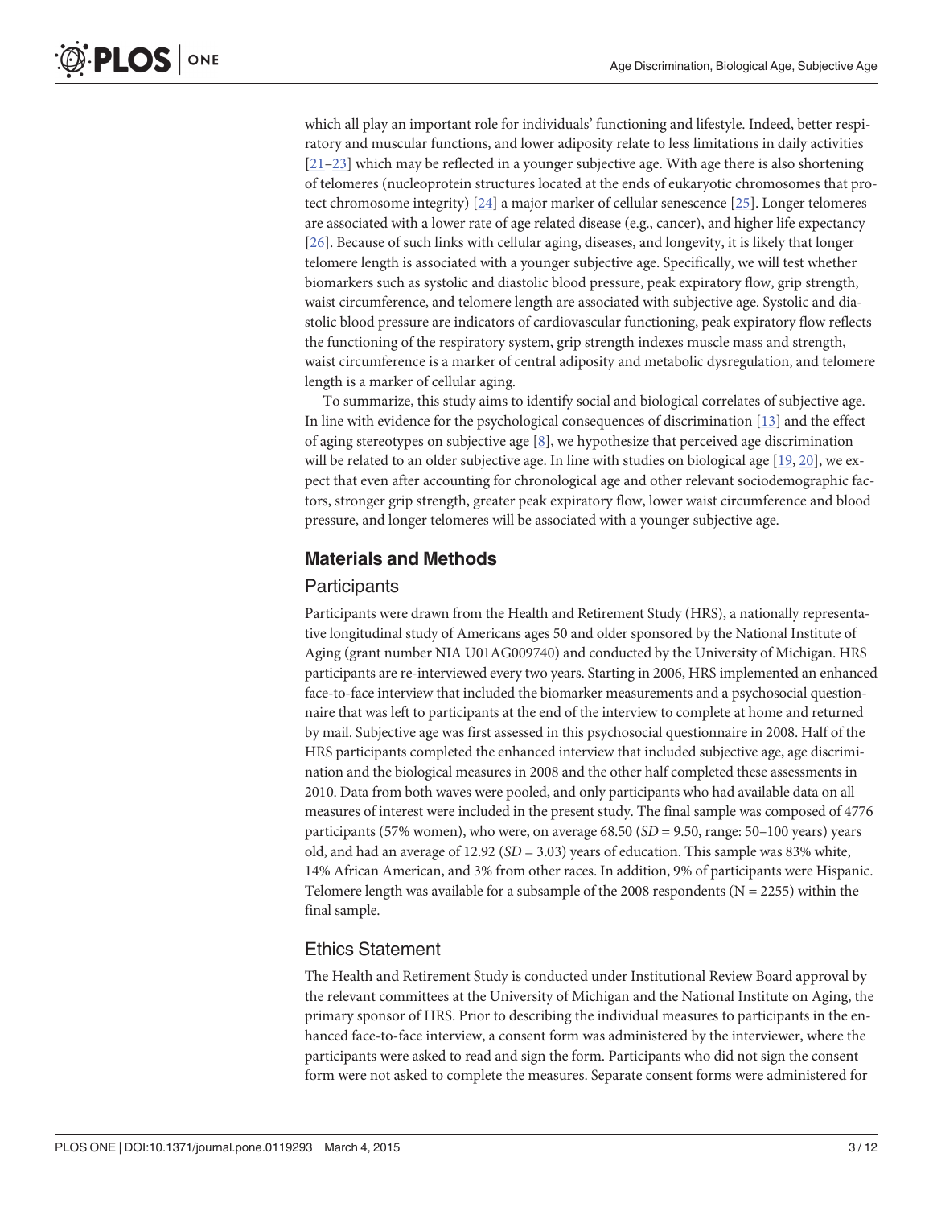which all play an important role for individuals' functioning and lifestyle. Indeed, better respiratory and muscular functions, and lower adiposity relate to less limitations in daily activities [21–23] which may be reflected in a younger subjective age. With age there is also shortening of telomeres (nucleoprotein structures located at the ends of eukaryotic chromosomes that protect chromosome integrity) [24] a major marker of cellular senescence [25]. Longer telomeres are associated with a lower rate of age related disease (e.g., cancer), and higher life expectancy [26]. Because of such links with cellular aging, diseases, and longevity, it is likely that longer telomere length is associated with a younger subjective age. Specifically, we will test whether biomarkers such as systolic and diastolic blood pressure, peak expiratory flow, grip strength, waist circumference, and telomere length are associated with subjective age. Systolic and diastolic blood pressure are indicators of cardiovascular functioning, peak expiratory flow reflects the functioning of the respiratory system, grip strength indexes muscle mass and strength, waist circumference is a marker of central adiposity and metabolic dysregulation, and telomere length is a marker of cellular aging.

To summarize, this study aims to identify social and biological correlates of subjective age. In line with evidence for the psychological consequences of discrimination [13] and the effect of aging stereotypes on subjective age [8], we hypothesize that perceived age discrimination will be related to an older subjective age. In line with studies on biological age [19, 20], we expect that even after accounting for chronological age and other relevant sociodemographic factors, stronger grip strength, greater peak expiratory flow, lower waist circumference and blood pressure, and longer telomeres will be associated with a younger subjective age.

## Materials and Methods

### Participants

Participants were drawn from the Health and Retirement Study (HRS), a nationally representative longitudinal study of Americans ages 50 and older sponsored by the National Institute of Aging (grant number NIA U01AG009740) and conducted by the University of Michigan. HRS participants are re-interviewed every two years. Starting in 2006, HRS implemented an enhanced face-to-face interview that included the biomarker measurements and a psychosocial questionnaire that was left to participants at the end of the interview to complete at home and returned by mail. Subjective age was first assessed in this psychosocial questionnaire in 2008. Half of the HRS participants completed the enhanced interview that included subjective age, age discrimination and the biological measures in 2008 and the other half completed these assessments in 2010. Data from both waves were pooled, and only participants who had available data on all measures of interest were included in the present study. The final sample was composed of 4776 participants (57% women), who were, on average 68.50 (*SD* = 9.50, range: 50–100 years) years old, and had an average of 12.92 (*SD* = 3.03) years of education. This sample was 83% white, 14% African American, and 3% from other races. In addition, 9% of participants were Hispanic. Telomere length was available for a subsample of the 2008 respondents (N = 2255) within the final sample.

### Ethics Statement

The Health and Retirement Study is conducted under Institutional Review Board approval by the relevant committees at the University of Michigan and the National Institute on Aging, the primary sponsor of HRS. Prior to describing the individual measures to participants in the enhanced face-to-face interview, a consent form was administered by the interviewer, where the participants were asked to read and sign the form. Participants who did not sign the consent form were not asked to complete the measures. Separate consent forms were administered for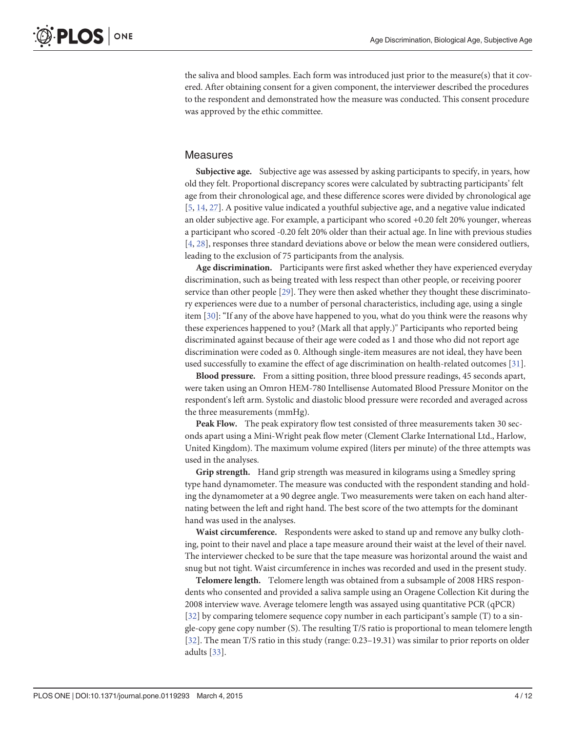the saliva and blood samples. Each form was introduced just prior to the measure(s) that it covered. After obtaining consent for a given component, the interviewer described the procedures to the respondent and demonstrated how the measure was conducted. This consent procedure was approved by the ethic committee.

## Measures

**Subjective age.** Subjective age was assessed by asking participants to specify, in years, how old they felt. Proportional discrepancy scores were calculated by subtracting participants' felt age from their chronological age, and these difference scores were divided by chronological age [5, 14, 27]. A positive value indicated a youthful subjective age, and a negative value indicated an older subjective age. For example, a participant who scored +0.20 felt 20% younger, whereas a participant who scored -0.20 felt 20% older than their actual age. In line with previous studies [4, 28], responses three standard deviations above or below the mean were considered outliers, leading to the exclusion of 75 participants from the analysis.

**Age discrimination.** Participants were first asked whether they have experienced everyday discrimination, such as being treated with less respect than other people, or receiving poorer service than other people [29]. They were then asked whether they thought these discriminatory experiences were due to a number of personal characteristics, including age, using a single item [30]: "If any of the above have happened to you, what do you think were the reasons why these experiences happened to you? (Mark all that apply.)" Participants who reported being discriminated against because of their age were coded as 1 and those who did not report age discrimination were coded as 0. Although single-item measures are not ideal, they have been used successfully to examine the effect of age discrimination on health-related outcomes [31].

**Blood pressure.** From a sitting position, three blood pressure readings, 45 seconds apart, were taken using an Omron HEM-780 Intellisense Automated Blood Pressure Monitor on the respondent's left arm. Systolic and diastolic blood pressure were recorded and averaged across the three measurements (mmHg).

**Peak Flow.** The peak expiratory flow test consisted of three measurements taken 30 seconds apart using a Mini-Wright peak flow meter (Clement Clarke International Ltd., Harlow, United Kingdom). The maximum volume expired (liters per minute) of the three attempts was used in the analyses.

**Grip strength.** Hand grip strength was measured in kilograms using a Smedley spring type hand dynamometer. The measure was conducted with the respondent standing and holding the dynamometer at a 90 degree angle. Two measurements were taken on each hand alternating between the left and right hand. The best score of the two attempts for the dominant hand was used in the analyses.

**Waist circumference.** Respondents were asked to stand up and remove any bulky clothing, point to their navel and place a tape measure around their waist at the level of their navel. The interviewer checked to be sure that the tape measure was horizontal around the waist and snug but not tight. Waist circumference in inches was recorded and used in the present study.

**Telomere length.** Telomere length was obtained from a subsample of 2008 HRS respondents who consented and provided a saliva sample using an Oragene Collection Kit during the 2008 interview wave. Average telomere length was assayed using quantitative PCR (qPCR) [32] by comparing telomere sequence copy number in each participant's sample (T) to a single-copy gene copy number (S). The resulting T/S ratio is proportional to mean telomere length [32]. The mean T/S ratio in this study (range: 0.23–19.31) was similar to prior reports on older adults [33].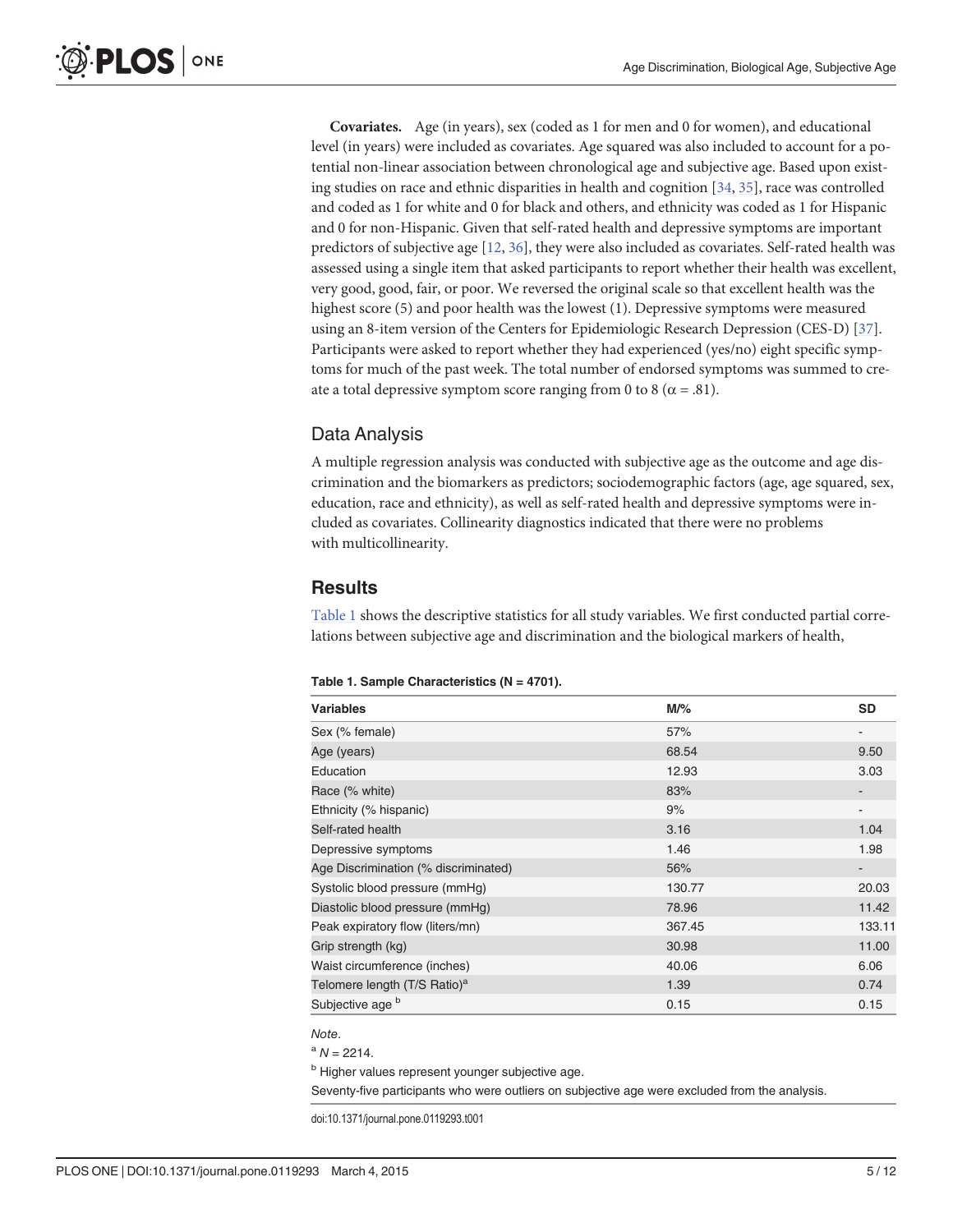**Covariates.** Age (in years), sex (coded as 1 for men and 0 for women), and educational level (in years) were included as covariates. Age squared was also included to account for a potential non-linear association between chronological age and subjective age. Based upon existing studies on race and ethnic disparities in health and cognition [34, 35], race was controlled and coded as 1 for white and 0 for black and others, and ethnicity was coded as 1 for Hispanic and 0 for non-Hispanic. Given that self-rated health and depressive symptoms are important predictors of subjective age [12, 36], they were also included as covariates. Self-rated health was assessed using a single item that asked participants to report whether their health was excellent, very good, good, fair, or poor. We reversed the original scale so that excellent health was the highest score (5) and poor health was the lowest (1). Depressive symptoms were measured using an 8-item version of the Centers for Epidemiologic Research Depression (CES-D) [37]. Participants were asked to report whether they had experienced (yes/no) eight specific symptoms for much of the past week. The total number of endorsed symptoms was summed to create a total depressive symptom score ranging from 0 to 8 ($\alpha = .81$).

## Data Analysis

A multiple regression analysis was conducted with subjective age as the outcome and age discrimination and the biomarkers as predictors; sociodemographic factors (age, age squared, sex, education, race and ethnicity), as well as self-rated health and depressive symptoms were included as covariates. Collinearity diagnostics indicated that there were no problems with multicollinearity.

# Results

Table 1 shows the descriptive statistics for all study variables. We first conducted partial correlations between subjective age and discrimination and the biological markers of health,

**Table 1. Sample Characteristics (N = 4701).**

| Variables | M/% | SD |
|---|---|---|
| Sex (% female) | 57% | - |
| Age (years) | 68.54 | 9.50 |
| Education | 12.93 | 3.03 |
| Race (% white) | 83% | - |
| Ethnicity (% hispanic) | 9% | - |
| Self-rated health | 3.16 | 1.04 |
| Depressive symptoms | 1.46 | 1.98 |
| Age Discrimination (% discriminated) | 56% | - |
| Systolic blood pressure (mmHg) | 130.77 | 20.03 |
| Diastolic blood pressure (mmHg) | 78.96 | 11.42 |
| Peak expiratory flow (liters/mn) | 367.45 | 133.11 |
| Grip strength (kg) | 30.98 | 11.00 |
| Waist circumference (inches) | 40.06 | 6.06 |
| Telomere length (T/S Ratio)[a] | 1.39 | 0.74 |
| Subjective age [b] | 0.15 | 0.15 |

*Note*.

[a] *N* = 2214.

[b] Higher values represent younger subjective age.

Seventy-five participants who were outliers on subjective age were excluded from the analysis.

doi:10.1371/journal.pone.0119293.t001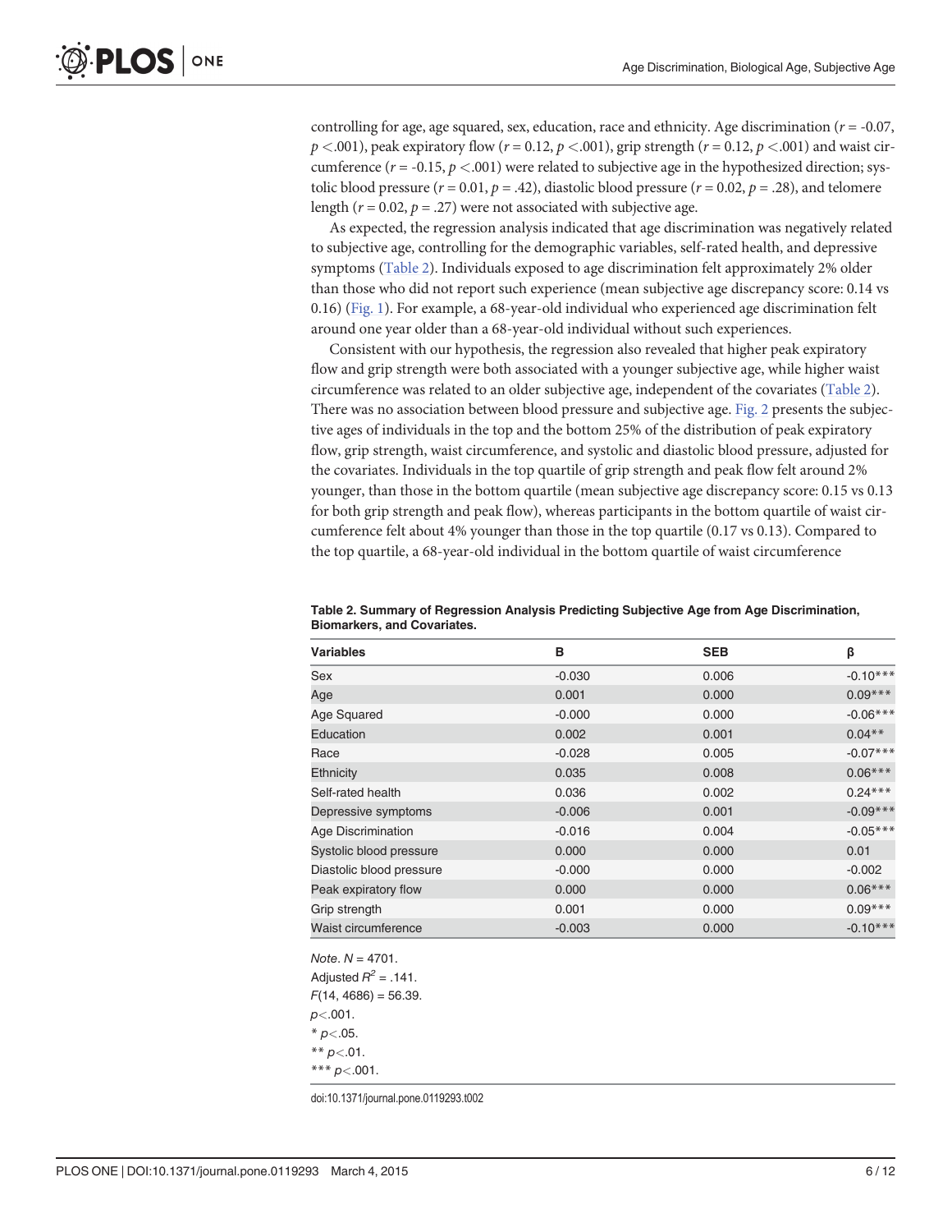controlling for age, age squared, sex, education, race and ethnicity. Age discrimination ($r$ = -0.07, $p$ <.001), peak expiratory flow ($r$ = 0.12, $p$ <.001), grip strength ($r$ = 0.12, $p$ <.001) and waist circumference ($r$ = -0.15, $p$ <.001) were related to subjective age in the hypothesized direction; systolic blood pressure ($r$ = 0.01, $p$ = .42), diastolic blood pressure ($r$ = 0.02, $p$ = .28), and telomere length ($r$ = 0.02, $p$ = .27) were not associated with subjective age.

As expected, the regression analysis indicated that age discrimination was negatively related to subjective age, controlling for the demographic variables, self-rated health, and depressive symptoms (Table 2). Individuals exposed to age discrimination felt approximately 2% older than those who did not report such experience (mean subjective age discrepancy score: 0.14 vs 0.16) (Fig. 1). For example, a 68-year-old individual who experienced age discrimination felt around one year older than a 68-year-old individual without such experiences.

Consistent with our hypothesis, the regression also revealed that higher peak expiratory flow and grip strength were both associated with a younger subjective age, while higher waist circumference was related to an older subjective age, independent of the covariates (Table 2). There was no association between blood pressure and subjective age. Fig. 2 presents the subjective ages of individuals in the top and the bottom 25% of the distribution of peak expiratory flow, grip strength, waist circumference, and systolic and diastolic blood pressure, adjusted for the covariates. Individuals in the top quartile of grip strength and peak flow felt around 2% younger, than those in the bottom quartile (mean subjective age discrepancy score: 0.15 vs 0.13 for both grip strength and peak flow), whereas participants in the bottom quartile of waist circumference felt about 4% younger than those in the top quartile (0.17 vs 0.13). Compared to the top quartile, a 68-year-old individual in the bottom quartile of waist circumference

**Table 2. Summary of Regression Analysis Predicting Subjective Age from Age Discrimination, Biomarkers, and Covariates.**

| Variables | B | SEB | β |
|---|---|---|---|
| Sex | -0.030 | 0.006 | -0.10*** |
| Age | 0.001 | 0.000 | 0.09*** |
| Age Squared | -0.000 | 0.000 | -0.06*** |
| Education | 0.002 | 0.001 | 0.04** |
| Race | -0.028 | 0.005 | -0.07*** |
| Ethnicity | 0.035 | 0.008 | 0.06*** |
| Self-rated health | 0.036 | 0.002 | 0.24*** |
| Depressive symptoms | -0.006 | 0.001 | -0.09*** |
| Age Discrimination | -0.016 | 0.004 | -0.05*** |
| Systolic blood pressure | 0.000 | 0.000 | 0.01 |
| Diastolic blood pressure | -0.000 | 0.000 | -0.002 |
| Peak expiratory flow | 0.000 | 0.000 | 0.06*** |
| Grip strength | 0.001 | 0.000 | 0.09*** |
| Waist circumference | -0.003 | 0.000 | -0.10*** |

*Note*. $N$ = 4701.
Adjusted $R^2$ = .141.
$F(14, 4686) = 56.39$.
$p$<.001.
* $p$<.05.
** $p$<.01.
*** $p$<.001.

doi:10.1371/journal.pone.0119293.t002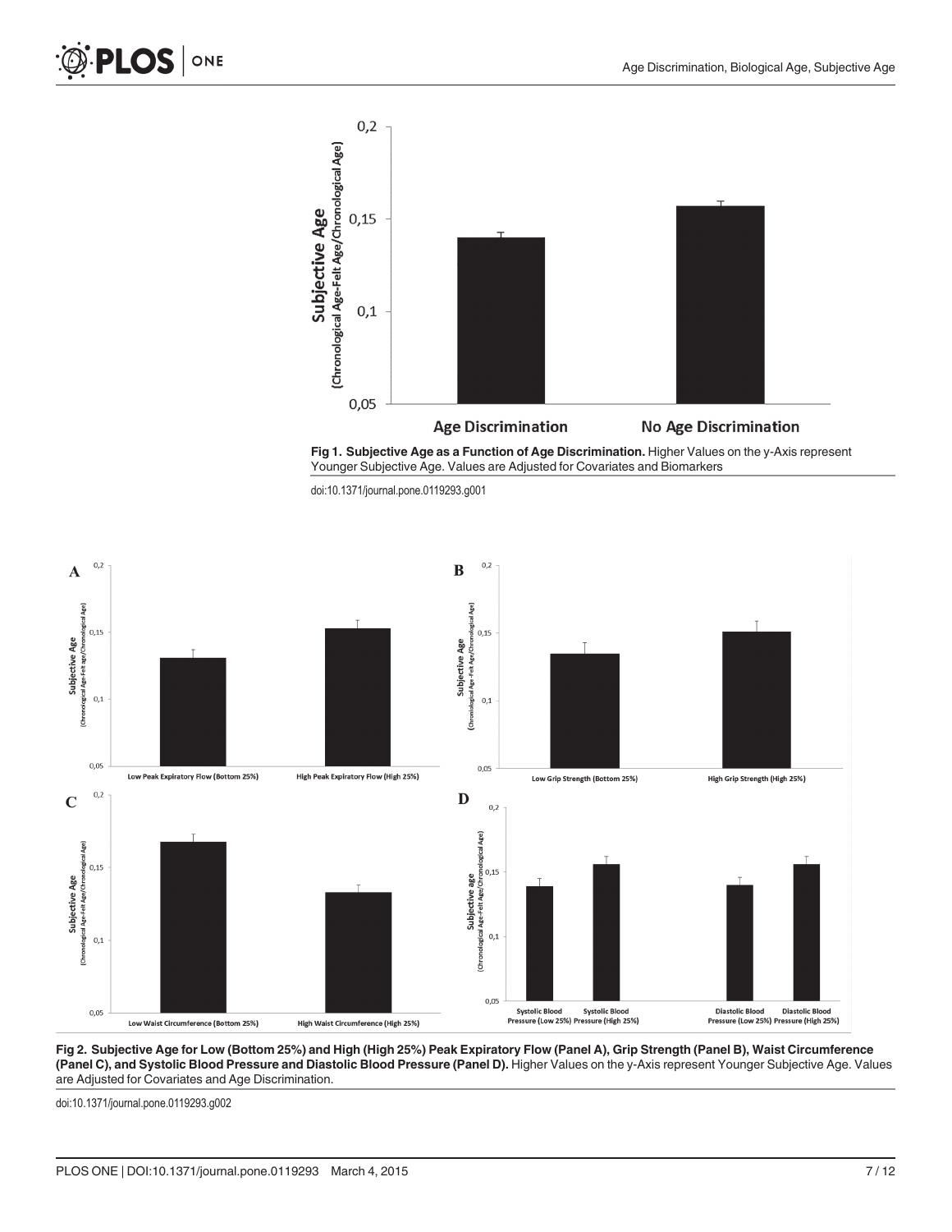**Fig 1. Subjective Age as a Function of Age Discrimination.** Higher Values on the y-Axis represent Younger Subjective Age. Values are Adjusted for Covariates and Biomarkers

doi:10.1371/journal.pone.0119293.g001

**Fig 2. Subjective Age for Low (Bottom 25%) and High (High 25%) Peak Expiratory Flow (Panel A), Grip Strength (Panel B), Waist Circumference (Panel C), and Systolic Blood Pressure and Diastolic Blood Pressure (Panel D).** Higher Values on the y-Axis represent Younger Subjective Age. Values are Adjusted for Covariates and Age Discrimination.

doi:10.1371/journal.pone.0119293.g002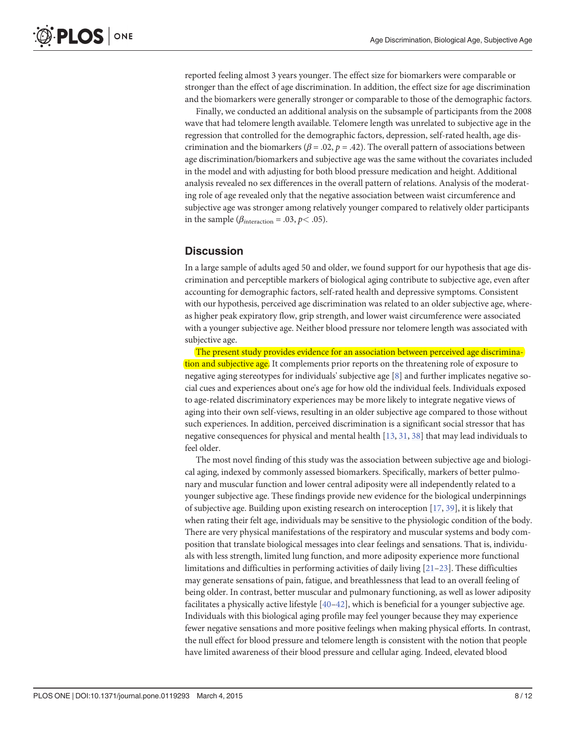reported feeling almost 3 years younger. The effect size for biomarkers were comparable or stronger than the effect of age discrimination. In addition, the effect size for age discrimination and the biomarkers were generally stronger or comparable to those of the demographic factors.

Finally, we conducted an additional analysis on the subsample of participants from the 2008 wave that had telomere length available. Telomere length was unrelated to subjective age in the regression that controlled for the demographic factors, depression, self-rated health, age discrimination and the biomarkers ($\beta = .02$, $p = .42$). The overall pattern of associations between age discrimination/biomarkers and subjective age was the same without the covariates included in the model and with adjusting for both blood pressure medication and height. Additional analysis revealed no sex differences in the overall pattern of relations. Analysis of the moderating role of age revealed only that the negative association between waist circumference and subjective age was stronger among relatively younger compared to relatively older participants in the sample ($\beta_{\text{interaction}} = .03$, $p < .05$).

## Discussion

In a large sample of adults aged 50 and older, we found support for our hypothesis that age discrimination and perceptible markers of biological aging contribute to subjective age, even after accounting for demographic factors, self-rated health and depressive symptoms. Consistent with our hypothesis, perceived age discrimination was related to an older subjective age, whereas higher peak expiratory flow, grip strength, and lower waist circumference were associated with a younger subjective age. Neither blood pressure nor telomere length was associated with subjective age.

The present study provides evidence for an association between perceived age discrimination and subjective age. It complements prior reports on the threatening role of exposure to negative aging stereotypes for individuals' subjective age [8] and further implicates negative social cues and experiences about one's age for how old the individual feels. Individuals exposed to age-related discriminatory experiences may be more likely to integrate negative views of aging into their own self-views, resulting in an older subjective age compared to those without such experiences. In addition, perceived discrimination is a significant social stressor that has negative consequences for physical and mental health [13, 31, 38] that may lead individuals to feel older.

The most novel finding of this study was the association between subjective age and biological aging, indexed by commonly assessed biomarkers. Specifically, markers of better pulmonary and muscular function and lower central adiposity were all independently related to a younger subjective age. These findings provide new evidence for the biological underpinnings of subjective age. Building upon existing research on interoception [17, 39], it is likely that when rating their felt age, individuals may be sensitive to the physiologic condition of the body. There are very physical manifestations of the respiratory and muscular systems and body composition that translate biological messages into clear feelings and sensations. That is, individuals with less strength, limited lung function, and more adiposity experience more functional limitations and difficulties in performing activities of daily living [21–23]. These difficulties may generate sensations of pain, fatigue, and breathlessness that lead to an overall feeling of being older. In contrast, better muscular and pulmonary functioning, as well as lower adiposity facilitates a physically active lifestyle [40–42], which is beneficial for a younger subjective age. Individuals with this biological aging profile may feel younger because they may experience fewer negative sensations and more positive feelings when making physical efforts. In contrast, the null effect for blood pressure and telomere length is consistent with the notion that people have limited awareness of their blood pressure and cellular aging. Indeed, elevated blood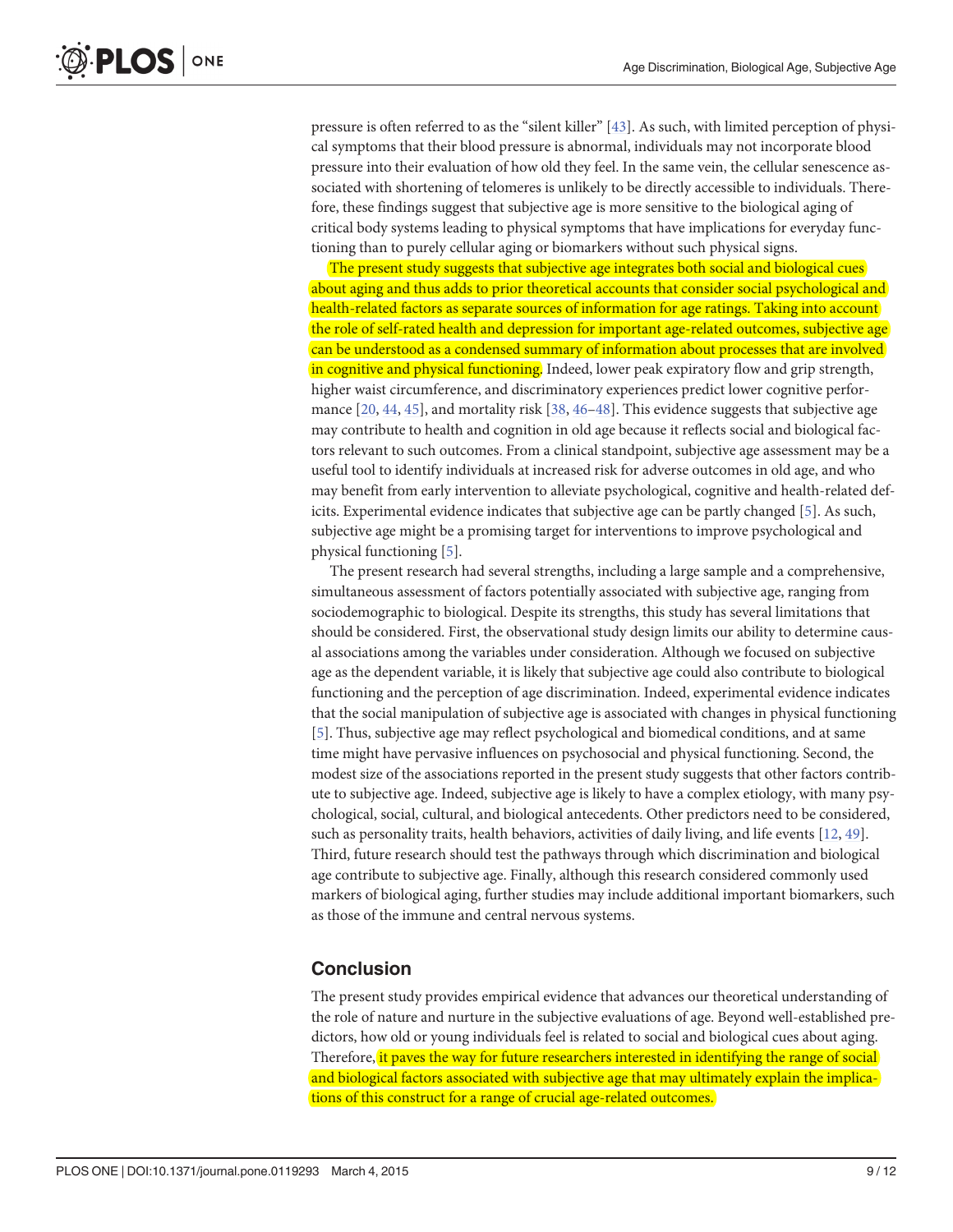pressure is often referred to as the "silent killer" [43]. As such, with limited perception of physical symptoms that their blood pressure is abnormal, individuals may not incorporate blood pressure into their evaluation of how old they feel. In the same vein, the cellular senescence associated with shortening of telomeres is unlikely to be directly accessible to individuals. Therefore, these findings suggest that subjective age is more sensitive to the biological aging of critical body systems leading to physical symptoms that have implications for everyday functioning than to purely cellular aging or biomarkers without such physical signs.

The present study suggests that subjective age integrates both social and biological cues about aging and thus adds to prior theoretical accounts that consider social psychological and health-related factors as separate sources of information for age ratings. Taking into account the role of self-rated health and depression for important age-related outcomes, subjective age can be understood as a condensed summary of information about processes that are involved in cognitive and physical functioning. Indeed, lower peak expiratory flow and grip strength, higher waist circumference, and discriminatory experiences predict lower cognitive performance [20, 44, 45], and mortality risk [38, 46–48]. This evidence suggests that subjective age may contribute to health and cognition in old age because it reflects social and biological factors relevant to such outcomes. From a clinical standpoint, subjective age assessment may be a useful tool to identify individuals at increased risk for adverse outcomes in old age, and who may benefit from early intervention to alleviate psychological, cognitive and health-related deficits. Experimental evidence indicates that subjective age can be partly changed [5]. As such, subjective age might be a promising target for interventions to improve psychological and physical functioning [5].

The present research had several strengths, including a large sample and a comprehensive, simultaneous assessment of factors potentially associated with subjective age, ranging from sociodemographic to biological. Despite its strengths, this study has several limitations that should be considered. First, the observational study design limits our ability to determine causal associations among the variables under consideration. Although we focused on subjective age as the dependent variable, it is likely that subjective age could also contribute to biological functioning and the perception of age discrimination. Indeed, experimental evidence indicates that the social manipulation of subjective age is associated with changes in physical functioning [5]. Thus, subjective age may reflect psychological and biomedical conditions, and at same time might have pervasive influences on psychosocial and physical functioning. Second, the modest size of the associations reported in the present study suggests that other factors contribute to subjective age. Indeed, subjective age is likely to have a complex etiology, with many psychological, social, cultural, and biological antecedents. Other predictors need to be considered, such as personality traits, health behaviors, activities of daily living, and life events [12, 49]. Third, future research should test the pathways through which discrimination and biological age contribute to subjective age. Finally, although this research considered commonly used markers of biological aging, further studies may include additional important biomarkers, such as those of the immune and central nervous systems.

## Conclusion

The present study provides empirical evidence that advances our theoretical understanding of the role of nature and nurture in the subjective evaluations of age. Beyond well-established predictors, how old or young individuals feel is related to social and biological cues about aging. Therefore, it paves the way for future researchers interested in identifying the range of social and biological factors associated with subjective age that may ultimately explain the implications of this construct for a range of crucial age-related outcomes.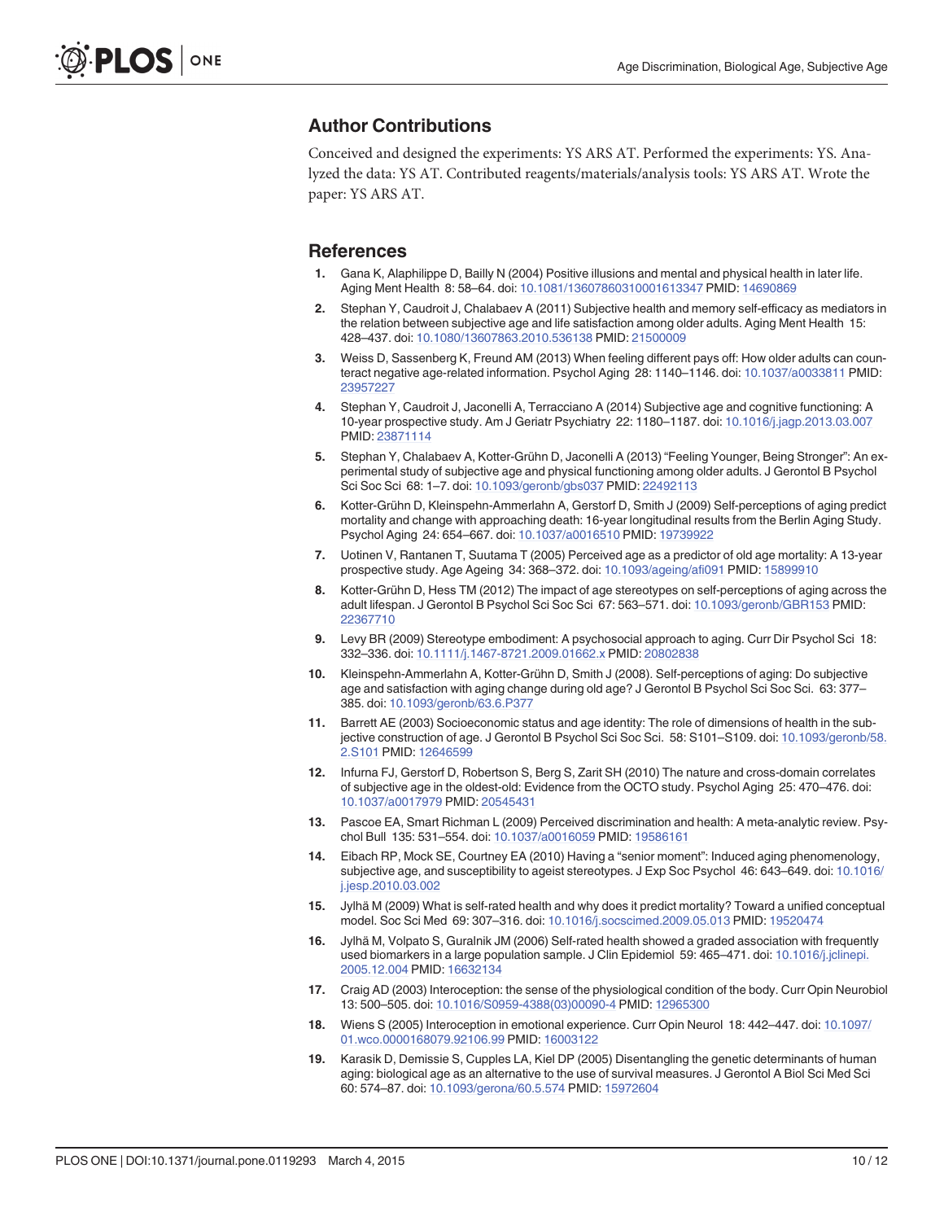## Author Contributions

Conceived and designed the experiments: YS ARS AT. Performed the experiments: YS. Analyzed the data: YS AT. Contributed reagents/materials/analysis tools: YS ARS AT. Wrote the paper: YS ARS AT.

## References

1. Gana K, Alaphilippe D, Bailly N (2004) Positive illusions and mental and physical health in later life. Aging Ment Health 8: 58–64. doi: 10.1081/13607860310001613347 PMID: 14690869
2. Stephan Y, Caudroit J, Chalabaev A (2011) Subjective health and memory self-efficacy as mediators in the relation between subjective age and life satisfaction among older adults. Aging Ment Health 15: 428–437. doi: 10.1080/13607863.2010.536138 PMID: 21500009
3. Weiss D, Sassenberg K, Freund AM (2013) When feeling different pays off: How older adults can counteract negative age-related information. Psychol Aging 28: 1140–1146. doi: 10.1037/a0033811 PMID: 23957227
4. Stephan Y, Caudroit J, Jaconelli A, Terracciano A (2014) Subjective age and cognitive functioning: A 10-year prospective study. Am J Geriatr Psychiatry 22: 1180–1187. doi: 10.1016/j.jagp.2013.03.007 PMID: 23871114
5. Stephan Y, Chalabaev A, Kotter-Grühn D, Jaconelli A (2013) "Feeling Younger, Being Stronger": An experimental study of subjective age and physical functioning among older adults. J Gerontol B Psychol Sci Soc Sci 68: 1–7. doi: 10.1093/geronb/gbs037 PMID: 22492113
6. Kotter-Grühn D, Kleinspehn-Ammerlahn A, Gerstorf D, Smith J (2009) Self-perceptions of aging predict mortality and change with approaching death: 16-year longitudinal results from the Berlin Aging Study. Psychol Aging 24: 654–667. doi: 10.1037/a0016510 PMID: 19739922
7. Uotinen V, Rantanen T, Suutama T (2005) Perceived age as a predictor of old age mortality: A 13-year prospective study. Age Ageing 34: 368–372. doi: 10.1093/ageing/afi091 PMID: 15899910
8. Kotter-Grühn D, Hess TM (2012) The impact of age stereotypes on self-perceptions of aging across the adult lifespan. J Gerontol B Psychol Sci Soc Sci 67: 563–571. doi: 10.1093/geronb/GBR153 PMID: 22367710
9. Levy BR (2009) Stereotype embodiment: A psychosocial approach to aging. Curr Dir Psychol Sci 18: 332–336. doi: 10.1111/j.1467-8721.2009.01662.x PMID: 20802838
10. Kleinspehn-Ammerlahn A, Kotter-Grühn D, Smith J (2008). Self-perceptions of aging: Do subjective age and satisfaction with aging change during old age? J Gerontol B Psychol Sci Soc Sci. 63: 377–385. doi: 10.1093/geronb/63.6.P377
11. Barrett AE (2003) Socioeconomic status and age identity: The role of dimensions of health in the subjective construction of age. J Gerontol B Psychol Sci Soc Sci. 58: S101–S109. doi: 10.1093/geronb/58.2.S101 PMID: 12646599
12. Infurna FJ, Gerstorf D, Robertson S, Berg S, Zarit SH (2010) The nature and cross-domain correlates of subjective age in the oldest-old: Evidence from the OCTO study. Psychol Aging 25: 470–476. doi: 10.1037/a0017979 PMID: 20545431
13. Pascoe EA, Smart Richman L (2009) Perceived discrimination and health: A meta-analytic review. Psychol Bull 135: 531–554. doi: 10.1037/a0016059 PMID: 19586161
14. Eibach RP, Mock SE, Courtney EA (2010) Having a "senior moment": Induced aging phenomenology, subjective age, and susceptibility to ageist stereotypes. J Exp Soc Psychol 46: 643–649. doi: 10.1016/j.jesp.2010.03.002
15. Jylhä M (2009) What is self-rated health and why does it predict mortality? Toward a unified conceptual model. Soc Sci Med 69: 307–316. doi: 10.1016/j.socscimed.2009.05.013 PMID: 19520474
16. Jylhä M, Volpato S, Guralnik JM (2006) Self-rated health showed a graded association with frequently used biomarkers in a large population sample. J Clin Epidemiol 59: 465–471. doi: 10.1016/j.jclinepi.2005.12.004 PMID: 16632134
17. Craig AD (2003) Interoception: the sense of the physiological condition of the body. Curr Opin Neurobiol 13: 500–505. doi: 10.1016/S0959-4388(03)00090-4 PMID: 12965300
18. Wiens S (2005) Interoception in emotional experience. Curr Opin Neurol 18: 442–447. doi: 10.1097/01.wco.0000168079.92106.99 PMID: 16003122
19. Karasik D, Demissie S, Cupples LA, Kiel DP (2005) Disentangling the genetic determinants of human aging: biological age as an alternative to the use of survival measures. J Gerontol A Biol Sci Med Sci 60: 574–87. doi: 10.1093/gerona/60.5.574 PMID: 15972604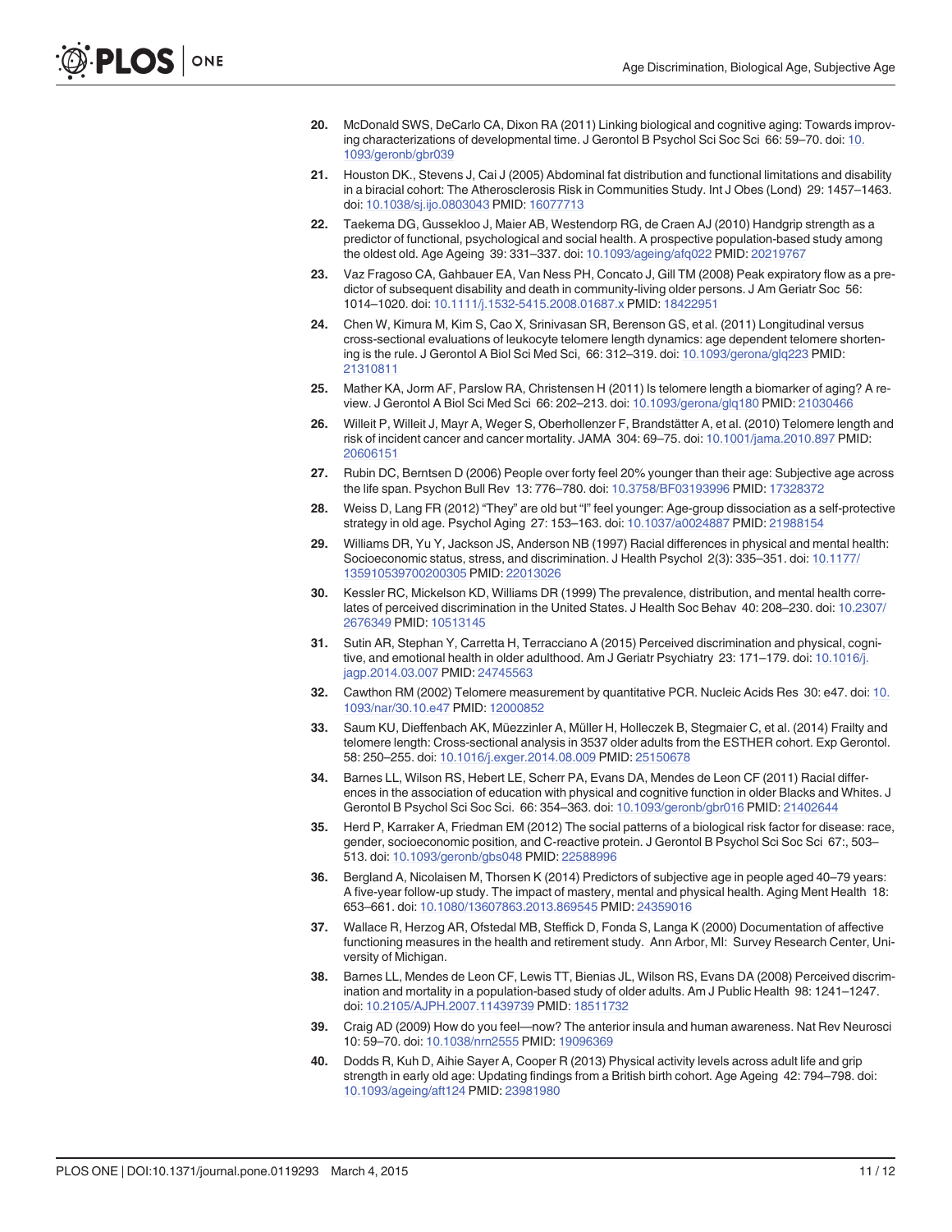20. McDonald SWS, DeCarlo CA, Dixon RA (2011) Linking biological and cognitive aging: Towards improving characterizations of developmental time. J Gerontol B Psychol Sci Soc Sci 66: 59–70. doi: 10.1093/geronb/gbr039

21. Houston DK., Stevens J, Cai J (2005) Abdominal fat distribution and functional limitations and disability in a biracial cohort: The Atherosclerosis Risk in Communities Study. Int J Obes (Lond) 29: 1457–1463. doi: 10.1038/sj.ijo.0803043 PMID: 16077713

22. Taekema DG, Gussekloo J, Maier AB, Westendorp RG, de Craen AJ (2010) Handgrip strength as a predictor of functional, psychological and social health. A prospective population-based study among the oldest old. Age Ageing 39: 331–337. doi: 10.1093/ageing/afq022 PMID: 20219767

23. Vaz Fragoso CA, Gahbauer EA, Van Ness PH, Concato J, Gill TM (2008) Peak expiratory flow as a predictor of subsequent disability and death in community-living older persons. J Am Geriatr Soc 56: 1014–1020. doi: 10.1111/j.1532-5415.2008.01687.x PMID: 18422951

24. Chen W, Kimura M, Kim S, Cao X, Srinivasan SR, Berenson GS, et al. (2011) Longitudinal versus cross-sectional evaluations of leukocyte telomere length dynamics: age dependent telomere shortening is the rule. J Gerontol A Biol Sci Med Sci, 66: 312–319. doi: 10.1093/gerona/glq223 PMID: 21310811

25. Mather KA, Jorm AF, Parslow RA, Christensen H (2011) Is telomere length a biomarker of aging? A review. J Gerontol A Biol Sci Med Sci 66: 202–213. doi: 10.1093/gerona/glq180 PMID: 21030466

26. Willeit P, Willeit J, Mayr A, Weger S, Oberhollenzer F, Brandstätter A, et al. (2010) Telomere length and risk of incident cancer and cancer mortality. JAMA 304: 69–75. doi: 10.1001/jama.2010.897 PMID: 20606151

27. Rubin DC, Berntsen D (2006) People over forty feel 20% younger than their age: Subjective age across the life span. Psychon Bull Rev 13: 776–780. doi: 10.3758/BF03193996 PMID: 17328372

28. Weiss D, Lang FR (2012) "They" are old but "I" feel younger: Age-group dissociation as a self-protective strategy in old age. Psychol Aging 27: 153–163. doi: 10.1037/a0024887 PMID: 21988154

29. Williams DR, Yu Y, Jackson JS, Anderson NB (1997) Racial differences in physical and mental health: Socioeconomic status, stress, and discrimination. J Health Psychol 2(3): 335–351. doi: 10.1177/135910539700200305 PMID: 22013026

30. Kessler RC, Mickelson KD, Williams DR (1999) The prevalence, distribution, and mental health correlates of perceived discrimination in the United States. J Health Soc Behav 40: 208–230. doi: 10.2307/2676349 PMID: 10513145

31. Sutin AR, Stephan Y, Carretta H, Terracciano A (2015) Perceived discrimination and physical, cognitive, and emotional health in older adulthood. Am J Geriatr Psychiatry 23: 171–179. doi: 10.1016/j.jagp.2014.03.007 PMID: 24745563

32. Cawthon RM (2002) Telomere measurement by quantitative PCR. Nucleic Acids Res 30: e47. doi: 10.1093/nar/30.10.e47 PMID: 12000852

33. Saum KU, Dieffenbach AK, Müezzinler A, Müller H, Holleczek B, Stegmaier C, et al. (2014) Frailty and telomere length: Cross-sectional analysis in 3537 older adults from the ESTHER cohort. Exp Gerontol. 58: 250–255. doi: 10.1016/j.exger.2014.08.009 PMID: 25150678

34. Barnes LL, Wilson RS, Hebert LE, Scherr PA, Evans DA, Mendes de Leon CF (2011) Racial differences in the association of education with physical and cognitive function in older Blacks and Whites. J Gerontol B Psychol Sci Soc Sci. 66: 354–363. doi: 10.1093/geronb/gbr016 PMID: 21402644

35. Herd P, Karraker A, Friedman EM (2012) The social patterns of a biological risk factor for disease: race, gender, socioeconomic position, and C-reactive protein. J Gerontol B Psychol Sci Soc Sci 67:, 503–513. doi: 10.1093/geronb/gbs048 PMID: 22588996

36. Bergland A, Nicolaisen M, Thorsen K (2014) Predictors of subjective age in people aged 40–79 years: A five-year follow-up study. The impact of mastery, mental and physical health. Aging Ment Health 18: 653–661. doi: 10.1080/13607863.2013.869545 PMID: 24359016

37. Wallace R, Herzog AR, Ofstedal MB, Steffick D, Fonda S, Langa K (2000) Documentation of affective functioning measures in the health and retirement study. Ann Arbor, MI: Survey Research Center, University of Michigan.

38. Barnes LL, Mendes de Leon CF, Lewis TT, Bienias JL, Wilson RS, Evans DA (2008) Perceived discrimination and mortality in a population-based study of older adults. Am J Public Health 98: 1241–1247. doi: 10.2105/AJPH.2007.11439739 PMID: 18511732

39. Craig AD (2009) How do you feel—now? The anterior insula and human awareness. Nat Rev Neurosci 10: 59–70. doi: 10.1038/nrn2555 PMID: 19096369

40. Dodds R, Kuh D, Aihie Sayer A, Cooper R (2013) Physical activity levels across adult life and grip strength in early old age: Updating findings from a British birth cohort. Age Ageing 42: 794–798. doi: 10.1093/ageing/aft124 PMID: 23981980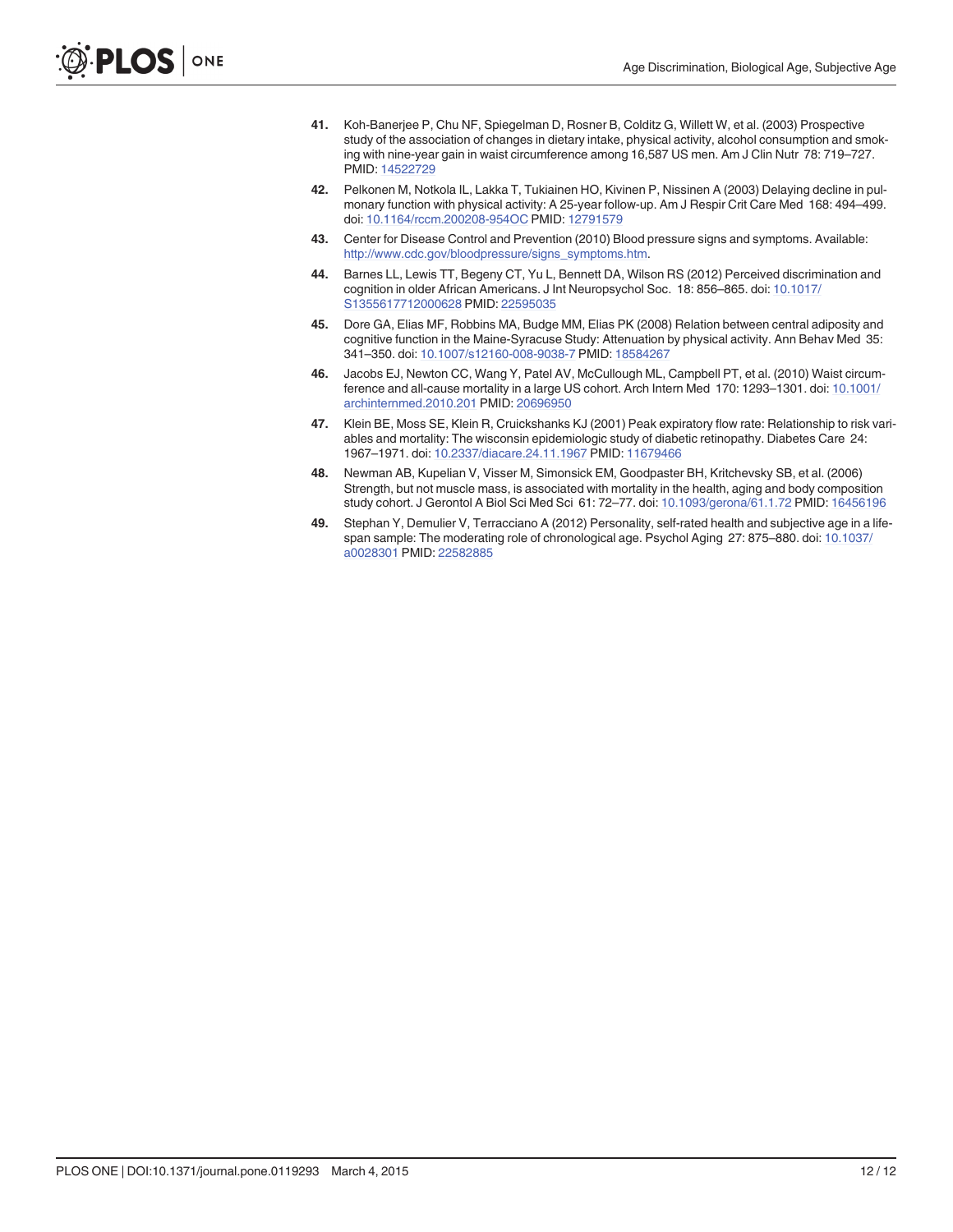41. Koh-Banerjee P, Chu NF, Spiegelman D, Rosner B, Colditz G, Willett W, et al. (2003) Prospective study of the association of changes in dietary intake, physical activity, alcohol consumption and smoking with nine-year gain in waist circumference among 16,587 US men. Am J Clin Nutr 78: 719–727. PMID: 14522729

42. Pelkonen M, Notkola IL, Lakka T, Tukiainen HO, Kivinen P, Nissinen A (2003) Delaying decline in pulmonary function with physical activity: A 25-year follow-up. Am J Respir Crit Care Med 168: 494–499. doi: 10.1164/rccm.200208-954OC PMID: 12791579

43. Center for Disease Control and Prevention (2010) Blood pressure signs and symptoms. Available: http://www.cdc.gov/bloodpressure/signs_symptoms.htm.

44. Barnes LL, Lewis TT, Begeny CT, Yu L, Bennett DA, Wilson RS (2012) Perceived discrimination and cognition in older African Americans. J Int Neuropsychol Soc. 18: 856–865. doi: 10.1017/S1355617712000628 PMID: 22595035

45. Dore GA, Elias MF, Robbins MA, Budge MM, Elias PK (2008) Relation between central adiposity and cognitive function in the Maine-Syracuse Study: Attenuation by physical activity. Ann Behav Med 35: 341–350. doi: 10.1007/s12160-008-9038-7 PMID: 18584267

46. Jacobs EJ, Newton CC, Wang Y, Patel AV, McCullough ML, Campbell PT, et al. (2010) Waist circumference and all-cause mortality in a large US cohort. Arch Intern Med 170: 1293–1301. doi: 10.1001/archinternmed.2010.201 PMID: 20696950

47. Klein BE, Moss SE, Klein R, Cruickshanks KJ (2001) Peak expiratory flow rate: Relationship to risk variables and mortality: The wisconsin epidemiologic study of diabetic retinopathy. Diabetes Care 24: 1967–1971. doi: 10.2337/diacare.24.11.1967 PMID: 11679466

48. Newman AB, Kupelian V, Visser M, Simonsick EM, Goodpaster BH, Kritchevsky SB, et al. (2006) Strength, but not muscle mass, is associated with mortality in the health, aging and body composition study cohort. J Gerontol A Biol Sci Med Sci 61: 72–77. doi: 10.1093/gerona/61.1.72 PMID: 16456196

49. Stephan Y, Demulier V, Terracciano A (2012) Personality, self-rated health and subjective age in a life-span sample: The moderating role of chronological age. Psychol Aging 27: 875–880. doi: 10.1037/a0028301 PMID: 22582885